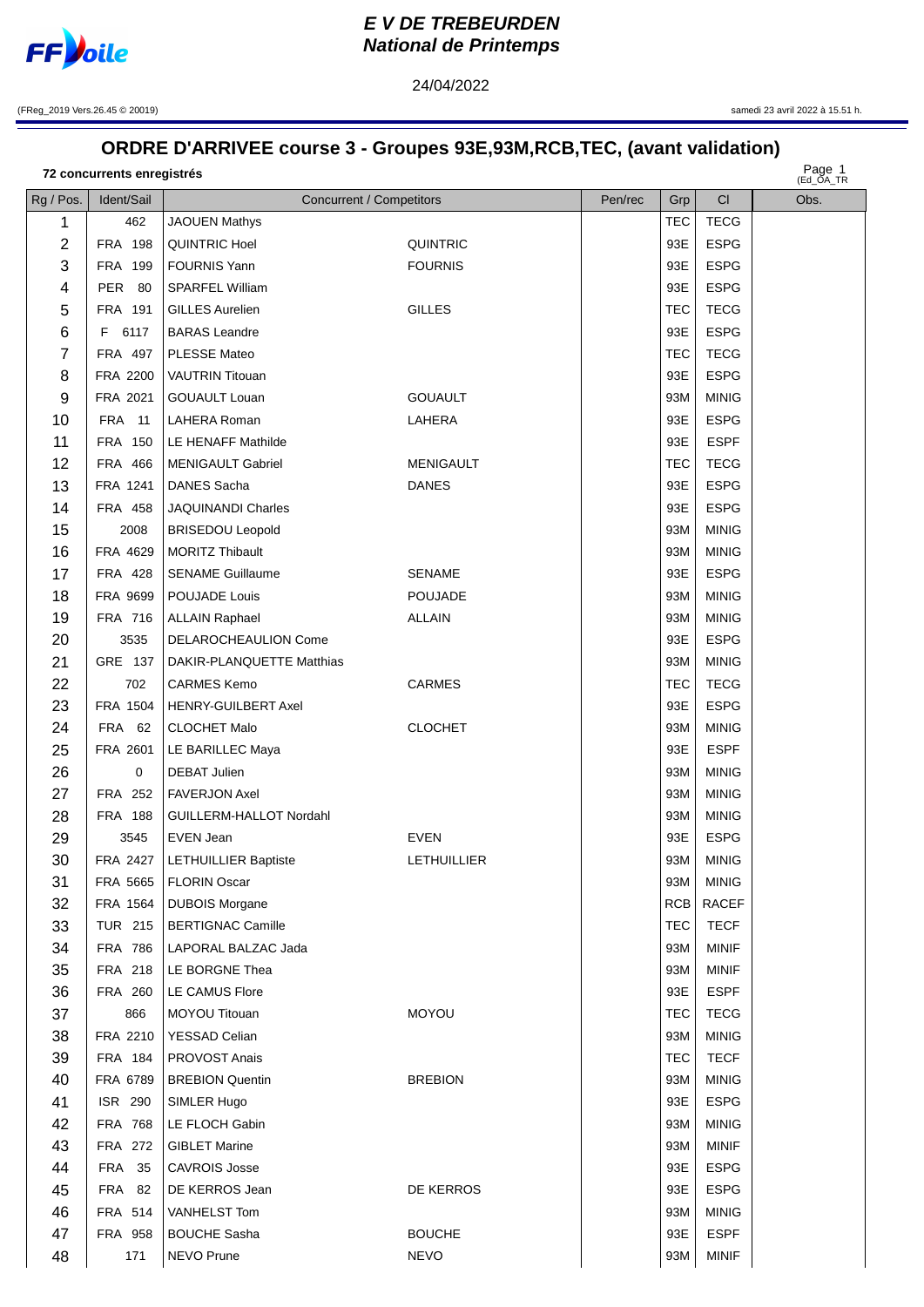# E V DE TREBEURDEN
## National de Printemps

24/04/2022

(FReg_2019 Vers.26.45 © 20019) samedi 23 avril 2022 à 15.51 h.

## ORDRE D'ARRIVEE course 3 - Groupes 93E,93M,RCB,TEC, (avant validation)

**72 concurrents enregistrés**

Page 1 (Ed_OA_TR

| Rg / Pos. | Ident/Sail | Concurrent / Competitors | | Pen/rec | Grp | Cl | Obs. |
|---|---|---|---|---|---|---|---|
| 1 | 462 | JAOUEN Mathys | | | TEC | TECG | |
| 2 | FRA 198 | QUINTRIC Hoel | QUINTRIC | | 93E | ESPG | |
| 3 | FRA 199 | FOURNIS Yann | FOURNIS | | 93E | ESPG | |
| 4 | PER 80 | SPARFEL William | | | 93E | ESPG | |
| 5 | FRA 191 | GILLES Aurelien | GILLES | | TEC | TECG | |
| 6 | F 6117 | BARAS Leandre | | | 93E | ESPG | |
| 7 | FRA 497 | PLESSE Mateo | | | TEC | TECG | |
| 8 | FRA 2200 | VAUTRIN Titouan | | | 93E | ESPG | |
| 9 | FRA 2021 | GOUAULT Louan | GOUAULT | | 93M | MINIG | |
| 10 | FRA 11 | LAHERA Roman | LAHERA | | 93E | ESPG | |
| 11 | FRA 150 | LE HENAFF Mathilde | | | 93E | ESPF | |
| 12 | FRA 466 | MENIGAULT Gabriel | MENIGAULT | | TEC | TECG | |
| 13 | FRA 1241 | DANES Sacha | DANES | | 93E | ESPG | |
| 14 | FRA 458 | JAQUINANDI Charles | | | 93E | ESPG | |
| 15 | 2008 | BRISEDOU Leopold | | | 93M | MINIG | |
| 16 | FRA 4629 | MORITZ Thibault | | | 93M | MINIG | |
| 17 | FRA 428 | SENAME Guillaume | SENAME | | 93E | ESPG | |
| 18 | FRA 9699 | POUJADE Louis | POUJADE | | 93M | MINIG | |
| 19 | FRA 716 | ALLAIN Raphael | ALLAIN | | 93M | MINIG | |
| 20 | 3535 | DELAROCHEAULION Come | | | 93E | ESPG | |
| 21 | GRE 137 | DAKIR-PLANQUETTE Matthias | | | 93M | MINIG | |
| 22 | 702 | CARMES Kemo | CARMES | | TEC | TECG | |
| 23 | FRA 1504 | HENRY-GUILBERT Axel | | | 93E | ESPG | |
| 24 | FRA 62 | CLOCHET Malo | CLOCHET | | 93M | MINIG | |
| 25 | FRA 2601 | LE BARILLEC Maya | | | 93E | ESPF | |
| 26 | 0 | DEBAT Julien | | | 93M | MINIG | |
| 27 | FRA 252 | FAVERJON Axel | | | 93M | MINIG | |
| 28 | FRA 188 | GUILLERM-HALLOT Nordahl | | | 93M | MINIG | |
| 29 | 3545 | EVEN Jean | EVEN | | 93E | ESPG | |
| 30 | FRA 2427 | LETHUILLIER Baptiste | LETHUILLIER | | 93M | MINIG | |
| 31 | FRA 5665 | FLORIN Oscar | | | 93M | MINIG | |
| 32 | FRA 1564 | DUBOIS Morgane | | | RCB | RACEF | |
| 33 | TUR 215 | BERTIGNAC Camille | | | TEC | TECF | |
| 34 | FRA 786 | LAPORAL BALZAC Jada | | | 93M | MINIF | |
| 35 | FRA 218 | LE BORGNE Thea | | | 93M | MINIF | |
| 36 | FRA 260 | LE CAMUS Flore | | | 93E | ESPF | |
| 37 | 866 | MOYOU Titouan | MOYOU | | TEC | TECG | |
| 38 | FRA 2210 | YESSAD Celian | | | 93M | MINIG | |
| 39 | FRA 184 | PROVOST Anais | | | TEC | TECF | |
| 40 | FRA 6789 | BREBION Quentin | BREBION | | 93M | MINIG | |
| 41 | ISR 290 | SIMLER Hugo | | | 93E | ESPG | |
| 42 | FRA 768 | LE FLOCH Gabin | | | 93M | MINIG | |
| 43 | FRA 272 | GIBLET Marine | | | 93M | MINIF | |
| 44 | FRA 35 | CAVROIS Josse | | | 93E | ESPG | |
| 45 | FRA 82 | DE KERROS Jean | DE KERROS | | 93E | ESPG | |
| 46 | FRA 514 | VANHELST Tom | | | 93M | MINIG | |
| 47 | FRA 958 | BOUCHE Sasha | BOUCHE | | 93E | ESPF | |
| 48 | 171 | NEVO Prune | NEVO | | 93M | MINIF | |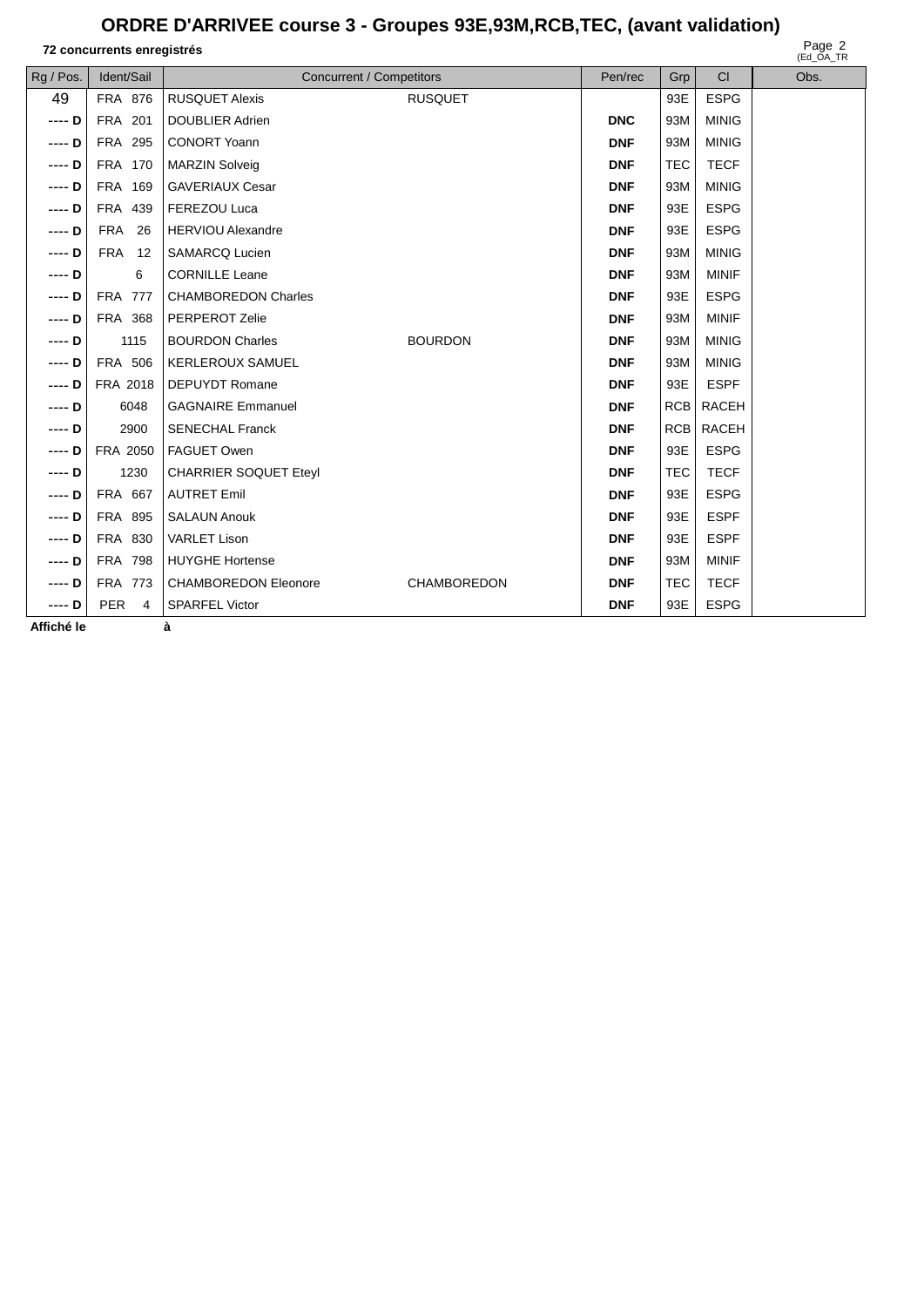# ORDRE D'ARRIVEE course 3 - Groupes 93E,93M,RCB,TEC, (avant validation)

**72 concurrents enregistrés**

(Ed_OA_TR

| Rg / Pos. | Ident/Sail | Concurrent / Competitors | | Pen/rec | Grp | Cl | Obs. |
|---|---|---|---|---|---|---|---|
| 49 | FRA 876 | RUSQUET Alexis | RUSQUET | | 93E | ESPG | |
| ---- D | FRA 201 | DOUBLIER Adrien | | **DNC** | 93M | MINIG | |
| ---- D | FRA 295 | CONORT Yoann | | **DNF** | 93M | MINIG | |
| ---- D | FRA 170 | MARZIN Solveig | | **DNF** | TEC | TECF | |
| ---- D | FRA 169 | GAVERIAUX Cesar | | **DNF** | 93M | MINIG | |
| ---- D | FRA 439 | FEREZOU Luca | | **DNF** | 93E | ESPG | |
| ---- D | FRA 26 | HERVIOU Alexandre | | **DNF** | 93E | ESPG | |
| ---- D | FRA 12 | SAMARCQ Lucien | | **DNF** | 93M | MINIG | |
| ---- D | 6 | CORNILLE Leane | | **DNF** | 93M | MINIF | |
| ---- D | FRA 777 | CHAMBOREDON Charles | | **DNF** | 93E | ESPG | |
| ---- D | FRA 368 | PERPEROT Zelie | | **DNF** | 93M | MINIF | |
| ---- D | 1115 | BOURDON Charles | BOURDON | **DNF** | 93M | MINIG | |
| ---- D | FRA 506 | KERLEROUX SAMUEL | | **DNF** | 93M | MINIG | |
| ---- D | FRA 2018 | DEPUYDT Romane | | **DNF** | 93E | ESPF | |
| ---- D | 6048 | GAGNAIRE Emmanuel | | **DNF** | RCB | RACEH | |
| ---- D | 2900 | SENECHAL Franck | | **DNF** | RCB | RACEH | |
| ---- D | FRA 2050 | FAGUET Owen | | **DNF** | 93E | ESPG | |
| ---- D | 1230 | CHARRIER SOQUET Eteyl | | **DNF** | TEC | TECF | |
| ---- D | FRA 667 | AUTRET Emil | | **DNF** | 93E | ESPG | |
| ---- D | FRA 895 | SALAUN Anouk | | **DNF** | 93E | ESPF | |
| ---- D | FRA 830 | VARLET Lison | | **DNF** | 93E | ESPF | |
| ---- D | FRA 798 | HUYGHE Hortense | | **DNF** | 93M | MINIF | |
| ---- D | FRA 773 | CHAMBOREDON Eleonore | CHAMBOREDON | **DNF** | TEC | TECF | |
| ---- D | PER 4 | SPARFEL Victor | | **DNF** | 93E | ESPG | |

**Affiché le** **à**